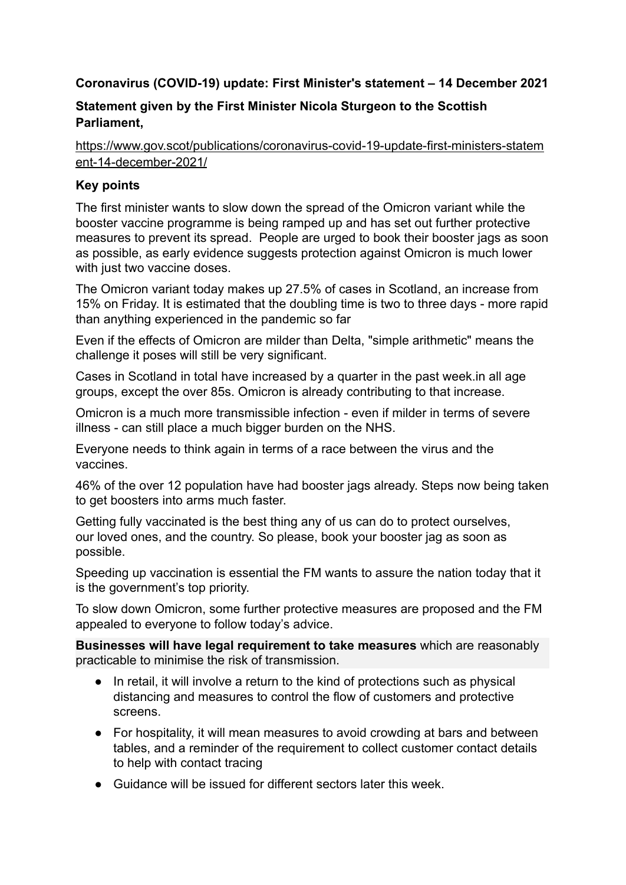**Coronavirus (COVID-19) update: First Minister's statement – 14 December 2021**

**Statement given by the First Minister Nicola Sturgeon to the Scottish Parliament,**

https://www.gov.scot/publications/coronavirus-covid-19-update-first-ministers-statement-14-december-2021/

**Key points**

The first minister wants to slow down the spread of the Omicron variant while the booster vaccine programme is being ramped up and has set out further protective measures to prevent its spread. People are urged to book their booster jags as soon as possible, as early evidence suggests protection against Omicron is much lower with just two vaccine doses.

The Omicron variant today makes up 27.5% of cases in Scotland, an increase from 15% on Friday. It is estimated that the doubling time is two to three days - more rapid than anything experienced in the pandemic so far

Even if the effects of Omicron are milder than Delta, "simple arithmetic" means the challenge it poses will still be very significant.

Cases in Scotland in total have increased by a quarter in the past week.in all age groups, except the over 85s. Omicron is already contributing to that increase.

Omicron is a much more transmissible infection - even if milder in terms of severe illness - can still place a much bigger burden on the NHS.

Everyone needs to think again in terms of a race between the virus and the vaccines.

46% of the over 12 population have had booster jags already. Steps now being taken to get boosters into arms much faster.

Getting fully vaccinated is the best thing any of us can do to protect ourselves, our loved ones, and the country. So please, book your booster jag as soon as possible.

Speeding up vaccination is essential the FM wants to assure the nation today that it is the government's top priority.

To slow down Omicron, some further protective measures are proposed and the FM appealed to everyone to follow today's advice.

**Businesses will have legal requirement to take measures** which are reasonably practicable to minimise the risk of transmission.

- In retail, it will involve a return to the kind of protections such as physical distancing and measures to control the flow of customers and protective screens.
- For hospitality, it will mean measures to avoid crowding at bars and between tables, and a reminder of the requirement to collect customer contact details to help with contact tracing
- Guidance will be issued for different sectors later this week.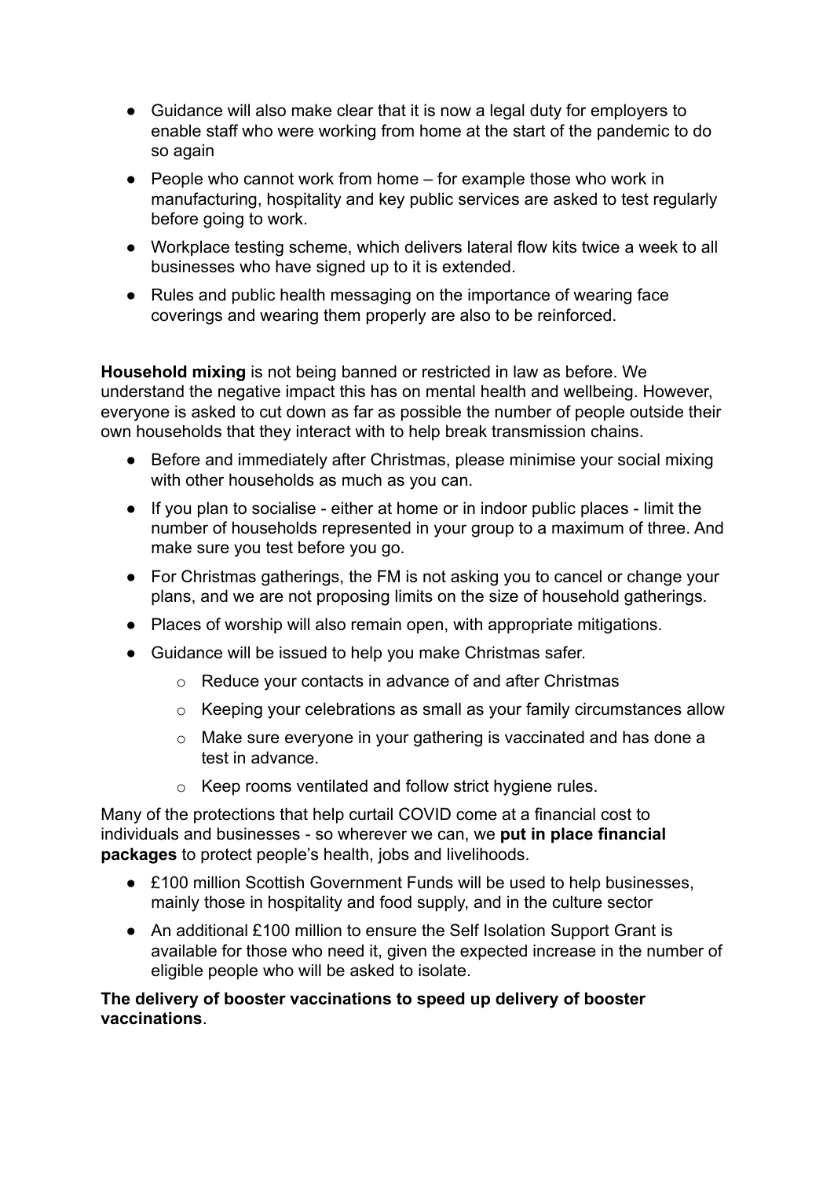- Guidance will also make clear that it is now a legal duty for employers to enable staff who were working from home at the start of the pandemic to do so again
- People who cannot work from home – for example those who work in manufacturing, hospitality and key public services are asked to test regularly before going to work.
- Workplace testing scheme, which delivers lateral flow kits twice a week to all businesses who have signed up to it is extended.
- Rules and public health messaging on the importance of wearing face coverings and wearing them properly are also to be reinforced.

**Household mixing** is not being banned or restricted in law as before. We understand the negative impact this has on mental health and wellbeing. However, everyone is asked to cut down as far as possible the number of people outside their own households that they interact with to help break transmission chains.

- Before and immediately after Christmas, please minimise your social mixing with other households as much as you can.
- If you plan to socialise - either at home or in indoor public places - limit the number of households represented in your group to a maximum of three. And make sure you test before you go.
- For Christmas gatherings, the FM is not asking you to cancel or change your plans, and we are not proposing limits on the size of household gatherings.
- Places of worship will also remain open, with appropriate mitigations.
- Guidance will be issued to help you make Christmas safer.
  - Reduce your contacts in advance of and after Christmas
  - Keeping your celebrations as small as your family circumstances allow
  - Make sure everyone in your gathering is vaccinated and has done a test in advance.
  - Keep rooms ventilated and follow strict hygiene rules.

Many of the protections that help curtail COVID come at a financial cost to individuals and businesses - so wherever we can, we **put in place financial packages** to protect people's health, jobs and livelihoods.

- £100 million Scottish Government Funds will be used to help businesses, mainly those in hospitality and food supply, and in the culture sector
- An additional £100 million to ensure the Self Isolation Support Grant is available for those who need it, given the expected increase in the number of eligible people who will be asked to isolate.

**The delivery of booster vaccinations to speed up delivery of booster vaccinations**.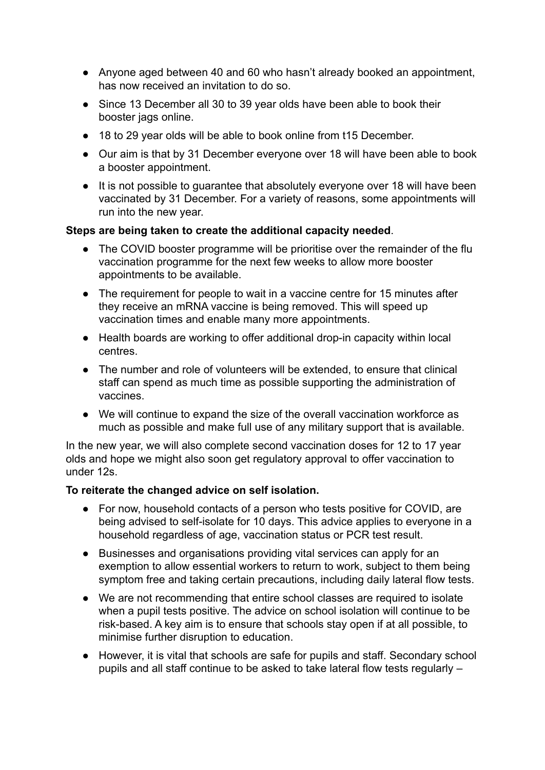- Anyone aged between 40 and 60 who hasn't already booked an appointment, has now received an invitation to do so.
- Since 13 December all 30 to 39 year olds have been able to book their booster jags online.
- 18 to 29 year olds will be able to book online from t15 December.
- Our aim is that by 31 December everyone over 18 will have been able to book a booster appointment.
- It is not possible to guarantee that absolutely everyone over 18 will have been vaccinated by 31 December. For a variety of reasons, some appointments will run into the new year.

**Steps are being taken to create the additional capacity needed**.

- The COVID booster programme will be prioritise over the remainder of the flu vaccination programme for the next few weeks to allow more booster appointments to be available.
- The requirement for people to wait in a vaccine centre for 15 minutes after they receive an mRNA vaccine is being removed. This will speed up vaccination times and enable many more appointments.
- Health boards are working to offer additional drop-in capacity within local centres.
- The number and role of volunteers will be extended, to ensure that clinical staff can spend as much time as possible supporting the administration of vaccines.
- We will continue to expand the size of the overall vaccination workforce as much as possible and make full use of any military support that is available.

In the new year, we will also complete second vaccination doses for 12 to 17 year olds and hope we might also soon get regulatory approval to offer vaccination to under 12s.

**To reiterate the changed advice on self isolation.**

- For now, household contacts of a person who tests positive for COVID, are being advised to self-isolate for 10 days. This advice applies to everyone in a household regardless of age, vaccination status or PCR test result.
- Businesses and organisations providing vital services can apply for an exemption to allow essential workers to return to work, subject to them being symptom free and taking certain precautions, including daily lateral flow tests.
- We are not recommending that entire school classes are required to isolate when a pupil tests positive. The advice on school isolation will continue to be risk-based. A key aim is to ensure that schools stay open if at all possible, to minimise further disruption to education.
- However, it is vital that schools are safe for pupils and staff. Secondary school pupils and all staff continue to be asked to take lateral flow tests regularly –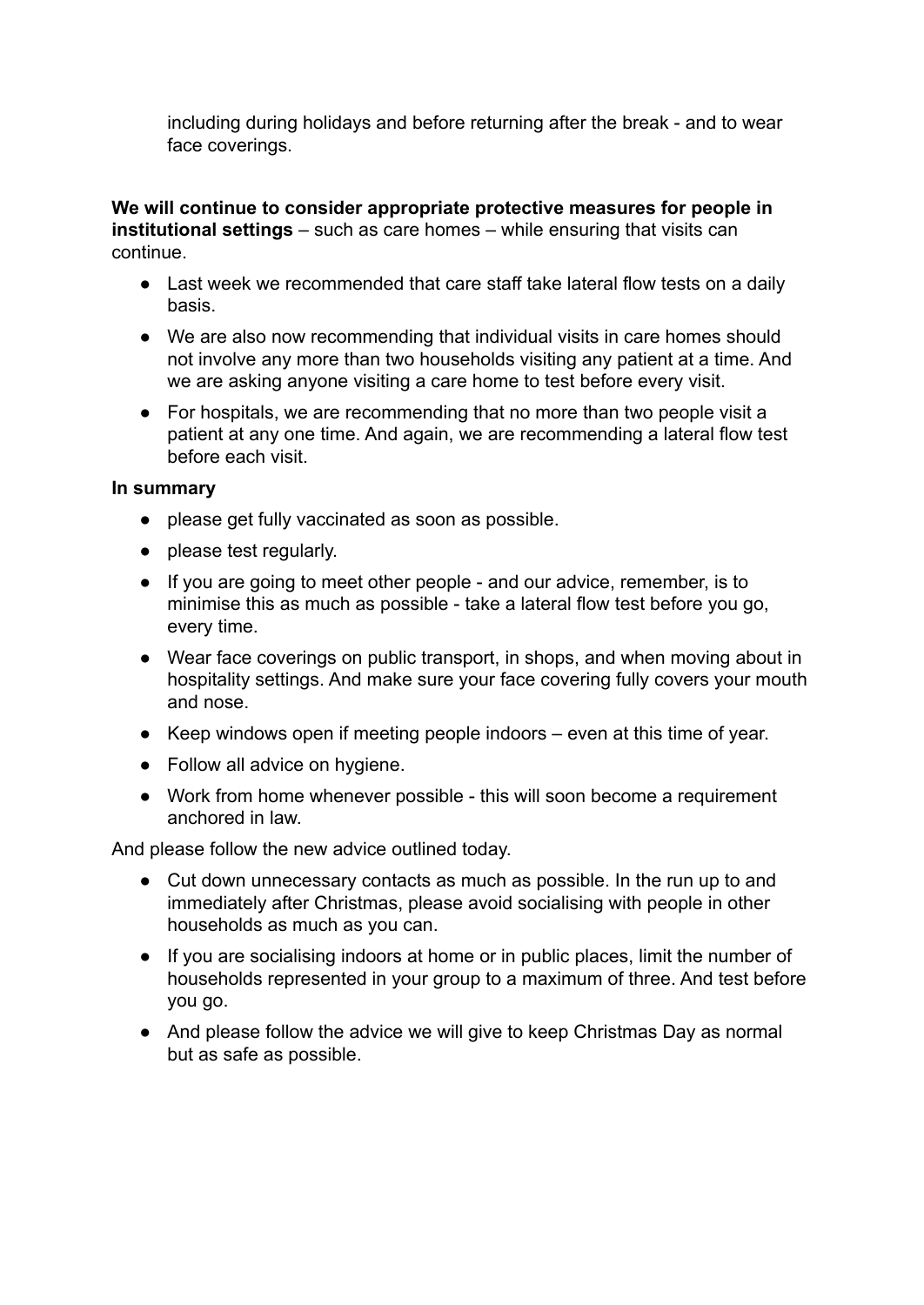including during holidays and before returning after the break - and to wear face coverings.

**We will continue to consider appropriate protective measures for people in institutional settings** – such as care homes – while ensuring that visits can continue.

- Last week we recommended that care staff take lateral flow tests on a daily basis.
- We are also now recommending that individual visits in care homes should not involve any more than two households visiting any patient at a time. And we are asking anyone visiting a care home to test before every visit.
- For hospitals, we are recommending that no more than two people visit a patient at any one time. And again, we are recommending a lateral flow test before each visit.

**In summary**

- please get fully vaccinated as soon as possible.
- please test regularly.
- If you are going to meet other people - and our advice, remember, is to minimise this as much as possible - take a lateral flow test before you go, every time.
- Wear face coverings on public transport, in shops, and when moving about in hospitality settings. And make sure your face covering fully covers your mouth and nose.
- Keep windows open if meeting people indoors – even at this time of year.
- Follow all advice on hygiene.
- Work from home whenever possible - this will soon become a requirement anchored in law.

And please follow the new advice outlined today.

- Cut down unnecessary contacts as much as possible. In the run up to and immediately after Christmas, please avoid socialising with people in other households as much as you can.
- If you are socialising indoors at home or in public places, limit the number of households represented in your group to a maximum of three. And test before you go.
- And please follow the advice we will give to keep Christmas Day as normal but as safe as possible.